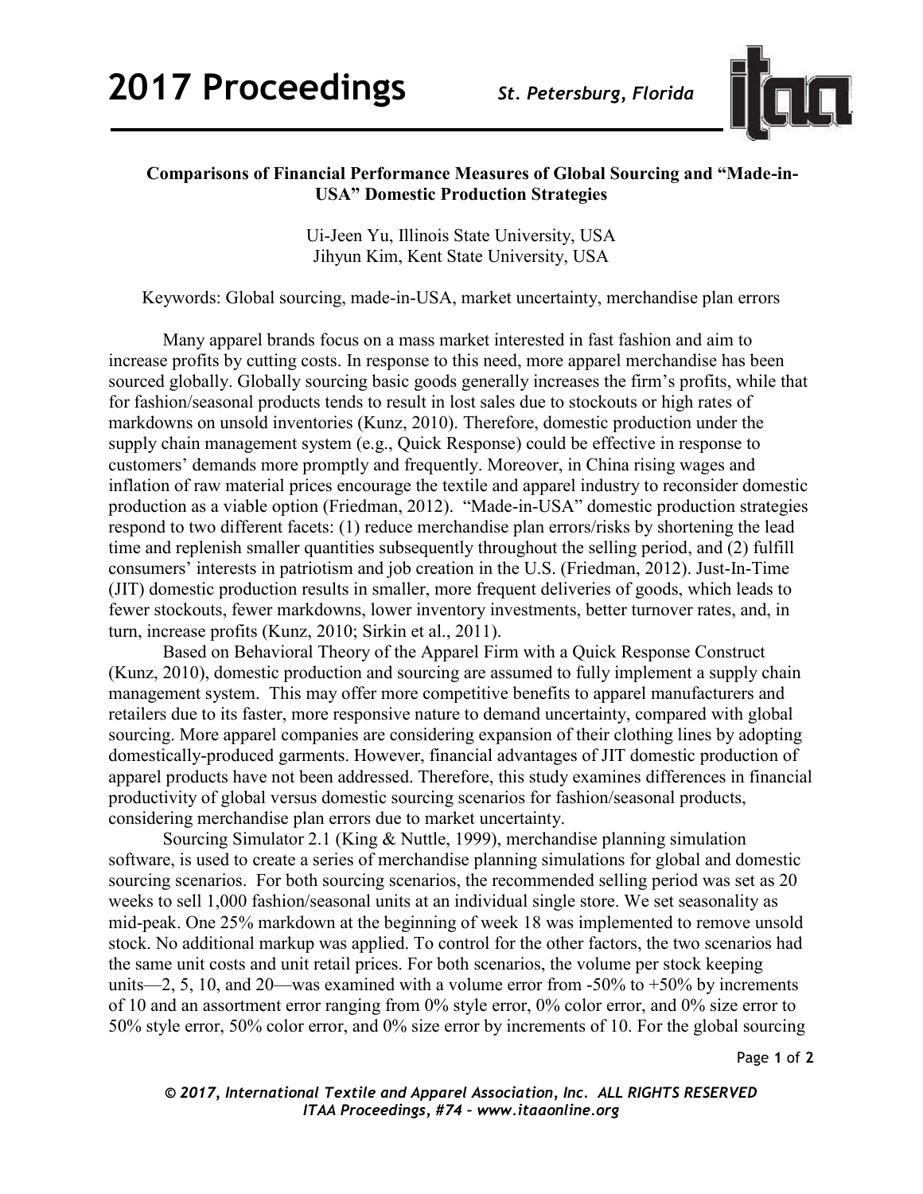**Comparisons of Financial Performance Measures of Global Sourcing and "Made-in-USA" Domestic Production Strategies**

Ui-Jeen Yu, Illinois State University, USA
Jihyun Kim, Kent State University, USA

Keywords: Global sourcing, made-in-USA, market uncertainty, merchandise plan errors

Many apparel brands focus on a mass market interested in fast fashion and aim to increase profits by cutting costs. In response to this need, more apparel merchandise has been sourced globally. Globally sourcing basic goods generally increases the firm's profits, while that for fashion/seasonal products tends to result in lost sales due to stockouts or high rates of markdowns on unsold inventories (Kunz, 2010). Therefore, domestic production under the supply chain management system (e.g., Quick Response) could be effective in response to customers' demands more promptly and frequently. Moreover, in China rising wages and inflation of raw material prices encourage the textile and apparel industry to reconsider domestic production as a viable option (Friedman, 2012). "Made-in-USA" domestic production strategies respond to two different facets: (1) reduce merchandise plan errors/risks by shortening the lead time and replenish smaller quantities subsequently throughout the selling period, and (2) fulfill consumers' interests in patriotism and job creation in the U.S. (Friedman, 2012). Just-In-Time (JIT) domestic production results in smaller, more frequent deliveries of goods, which leads to fewer stockouts, fewer markdowns, lower inventory investments, better turnover rates, and, in turn, increase profits (Kunz, 2010; Sirkin et al., 2011).

Based on Behavioral Theory of the Apparel Firm with a Quick Response Construct (Kunz, 2010), domestic production and sourcing are assumed to fully implement a supply chain management system. This may offer more competitive benefits to apparel manufacturers and retailers due to its faster, more responsive nature to demand uncertainty, compared with global sourcing. More apparel companies are considering expansion of their clothing lines by adopting domestically-produced garments. However, financial advantages of JIT domestic production of apparel products have not been addressed. Therefore, this study examines differences in financial productivity of global versus domestic sourcing scenarios for fashion/seasonal products, considering merchandise plan errors due to market uncertainty.

Sourcing Simulator 2.1 (King & Nuttle, 1999), merchandise planning simulation software, is used to create a series of merchandise planning simulations for global and domestic sourcing scenarios. For both sourcing scenarios, the recommended selling period was set as 20 weeks to sell 1,000 fashion/seasonal units at an individual single store. We set seasonality as mid-peak. One 25% markdown at the beginning of week 18 was implemented to remove unsold stock. No additional markup was applied. To control for the other factors, the two scenarios had the same unit costs and unit retail prices. For both scenarios, the volume per stock keeping units—2, 5, 10, and 20—was examined with a volume error from -50% to +50% by increments of 10 and an assortment error ranging from 0% style error, 0% color error, and 0% size error to 50% style error, 50% color error, and 0% size error by increments of 10. For the global sourcing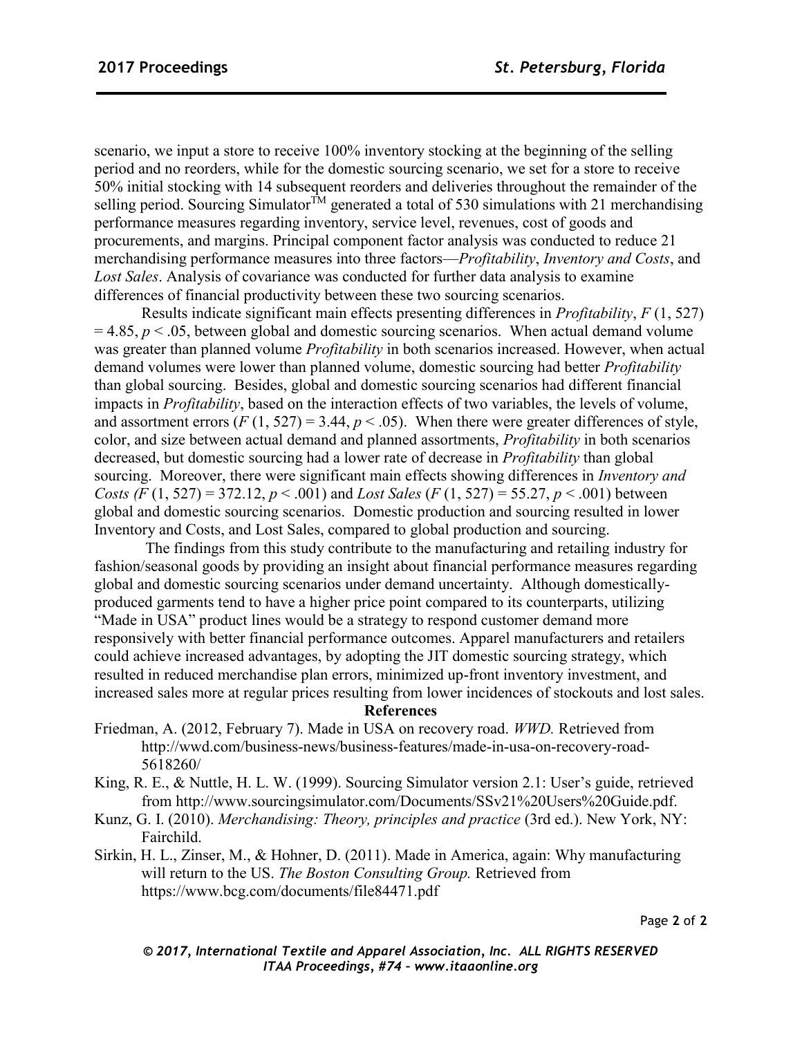scenario, we input a store to receive 100% inventory stocking at the beginning of the selling period and no reorders, while for the domestic sourcing scenario, we set for a store to receive 50% initial stocking with 14 subsequent reorders and deliveries throughout the remainder of the selling period. Sourcing Simulator™ generated a total of 530 simulations with 21 merchandising performance measures regarding inventory, service level, revenues, cost of goods and procurements, and margins. Principal component factor analysis was conducted to reduce 21 merchandising performance measures into three factors—*Profitability*, *Inventory and Costs*, and *Lost Sales*. Analysis of covariance was conducted for further data analysis to examine differences of financial productivity between these two sourcing scenarios.

Results indicate significant main effects presenting differences in *Profitability*, $F(1, 527) = 4.85$, $p < .05$, between global and domestic sourcing scenarios. When actual demand volume was greater than planned volume *Profitability* in both scenarios increased. However, when actual demand volumes were lower than planned volume, domestic sourcing had better *Profitability* than global sourcing. Besides, global and domestic sourcing scenarios had different financial impacts in *Profitability*, based on the interaction effects of two variables, the levels of volume, and assortment errors ($F(1, 527) = 3.44$, $p < .05$). When there were greater differences of style, color, and size between actual demand and planned assortments, *Profitability* in both scenarios decreased, but domestic sourcing had a lower rate of decrease in *Profitability* than global sourcing. Moreover, there were significant main effects showing differences in *Inventory and Costs* ($F(1, 527) = 372.12$, $p < .001$) and *Lost Sales* ($F(1, 527) = 55.27$, $p < .001$) between global and domestic sourcing scenarios. Domestic production and sourcing resulted in lower Inventory and Costs, and Lost Sales, compared to global production and sourcing.

The findings from this study contribute to the manufacturing and retailing industry for fashion/seasonal goods by providing an insight about financial performance measures regarding global and domestic sourcing scenarios under demand uncertainty. Although domestically-produced garments tend to have a higher price point compared to its counterparts, utilizing "Made in USA" product lines would be a strategy to respond customer demand more responsively with better financial performance outcomes. Apparel manufacturers and retailers could achieve increased advantages, by adopting the JIT domestic sourcing strategy, which resulted in reduced merchandise plan errors, minimized up-front inventory investment, and increased sales more at regular prices resulting from lower incidences of stockouts and lost sales.

## References

Friedman, A. (2012, February 7). Made in USA on recovery road. *WWD.* Retrieved from http://wwd.com/business-news/business-features/made-in-usa-on-recovery-road-5618260/

King, R. E., & Nuttle, H. L. W. (1999). Sourcing Simulator version 2.1: User's guide, retrieved from http://www.sourcingsimulator.com/Documents/SSv21%20Users%20Guide.pdf.

Kunz, G. I. (2010). *Merchandising: Theory, principles and practice* (3rd ed.). New York, NY: Fairchild.

Sirkin, H. L., Zinser, M., & Hohner, D. (2011). Made in America, again: Why manufacturing will return to the US. *The Boston Consulting Group.* Retrieved from https://www.bcg.com/documents/file84471.pdf